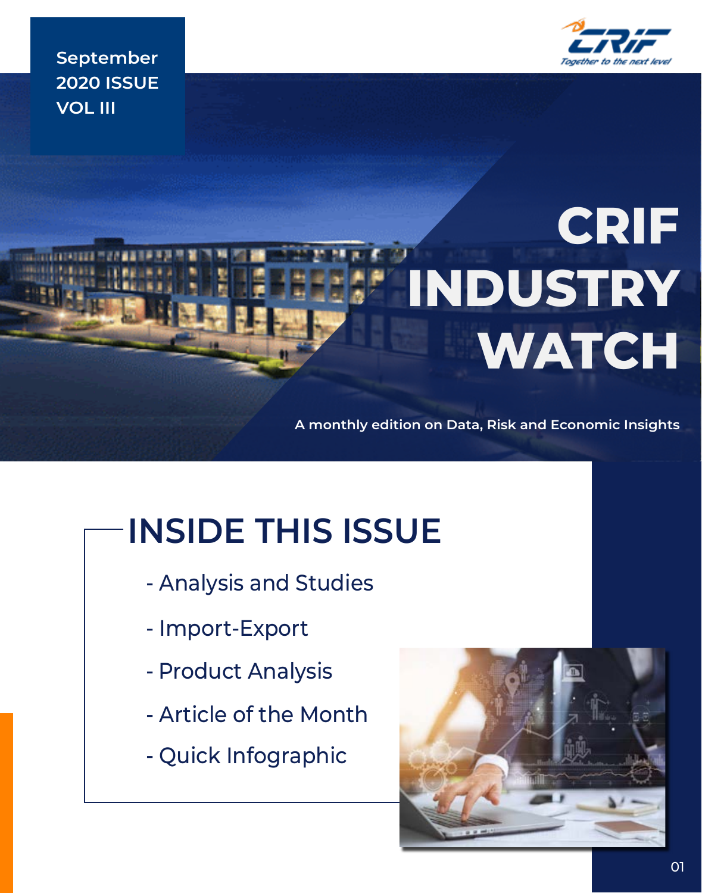September 2020 ISSUE
VOL III

# CRIF INDUSTRY WATCH

**A monthly edition on Data, Risk and Economic Insights**

## INSIDE THIS ISSUE

- Analysis and Studies
- Import-Export
- Product Analysis
- Article of the Month
- Quick Infographic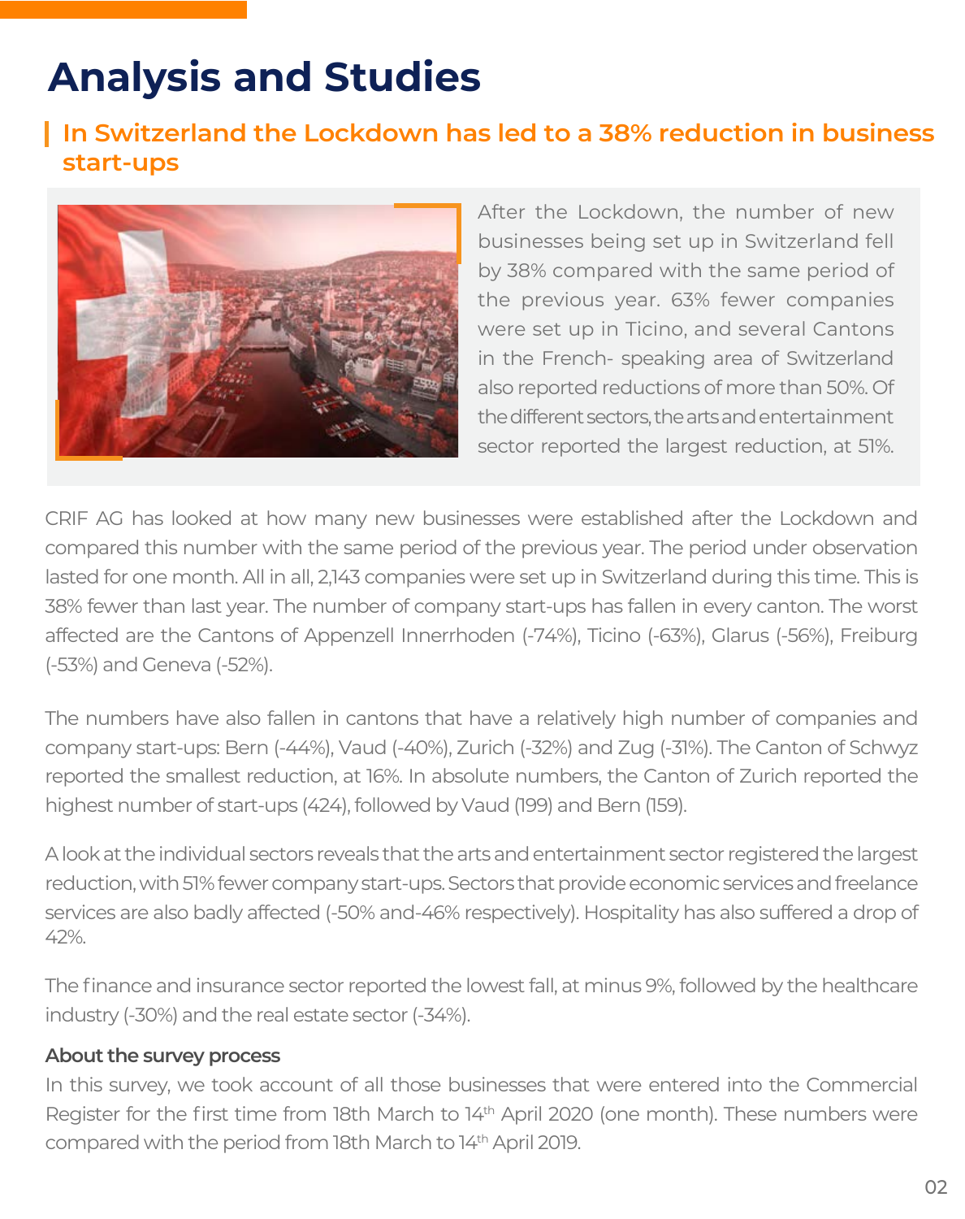# Analysis and Studies

## In Switzerland the Lockdown has led to a 38% reduction in business start-ups

After the Lockdown, the number of new businesses being set up in Switzerland fell by 38% compared with the same period of the previous year. 63% fewer companies were set up in Ticino, and several Cantons in the French- speaking area of Switzerland also reported reductions of more than 50%. Of the different sectors, the arts and entertainment sector reported the largest reduction, at 51%.

CRIF AG has looked at how many new businesses were established after the Lockdown and compared this number with the same period of the previous year. The period under observation lasted for one month. All in all, 2,143 companies were set up in Switzerland during this time. This is 38% fewer than last year. The number of company start-ups has fallen in every canton. The worst affected are the Cantons of Appenzell Innerrhoden (-74%), Ticino (-63%), Glarus (-56%), Freiburg (-53%) and Geneva (-52%).

The numbers have also fallen in cantons that have a relatively high number of companies and company start-ups: Bern (-44%), Vaud (-40%), Zurich (-32%) and Zug (-31%). The Canton of Schwyz reported the smallest reduction, at 16%. In absolute numbers, the Canton of Zurich reported the highest number of start-ups (424), followed by Vaud (199) and Bern (159).

A look at the individual sectors reveals that the arts and entertainment sector registered the largest reduction, with 51% fewer company start-ups. Sectors that provide economic services and freelance services are also badly affected (-50% and-46% respectively). Hospitality has also suffered a drop of 42%.

The finance and insurance sector reported the lowest fall, at minus 9%, followed by the healthcare industry (-30%) and the real estate sector (-34%).

**About the survey process**

In this survey, we took account of all those businesses that were entered into the Commercial Register for the first time from 18th March to 14th April 2020 (one month). These numbers were compared with the period from 18th March to 14th April 2019.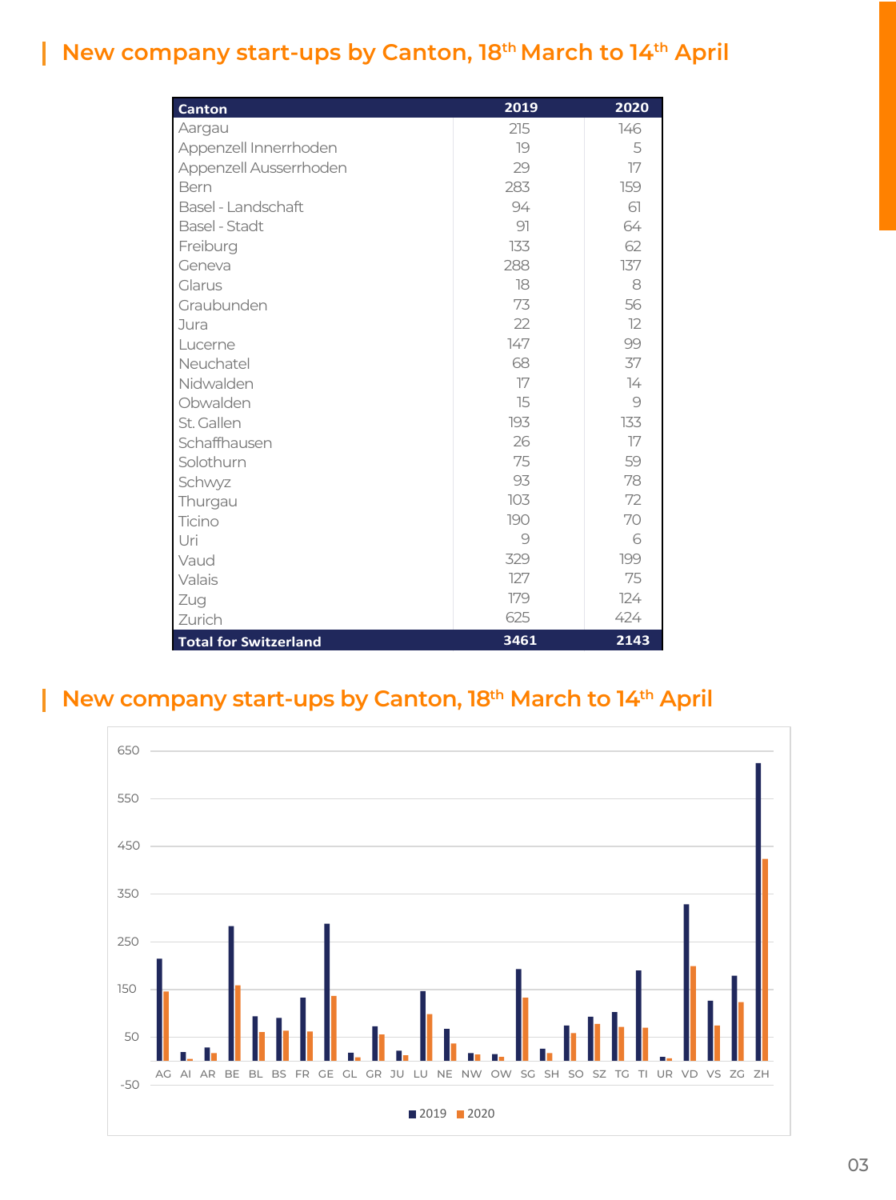## New company start-ups by Canton, 18th March to 14th April

| Canton | 2019 | 2020 |
|---|---|---|
| Aargau | 215 | 146 |
| Appenzell Innerrhoden | 19 | 5 |
| Appenzell Ausserrhoden | 29 | 17 |
| Bern | 283 | 159 |
| Basel - Landschaft | 94 | 61 |
| Basel - Stadt | 91 | 64 |
| Freiburg | 133 | 62 |
| Geneva | 288 | 137 |
| Glarus | 18 | 8 |
| Graubunden | 73 | 56 |
| Jura | 22 | 12 |
| Lucerne | 147 | 99 |
| Neuchatel | 68 | 37 |
| Nidwalden | 17 | 14 |
| Obwalden | 15 | 9 |
| St. Gallen | 193 | 133 |
| Schaffhausen | 26 | 17 |
| Solothurn | 75 | 59 |
| Schwyz | 93 | 78 |
| Thurgau | 103 | 72 |
| Ticino | 190 | 70 |
| Uri | 9 | 6 |
| Vaud | 329 | 199 |
| Valais | 127 | 75 |
| Zug | 179 | 124 |
| Zurich | 625 | 424 |
| **Total for Switzerland** | **3461** | **2143** |

## New company start-ups by Canton, 18th March to 14th April

| Canton | 2019 | 2020 |
|---|---|---|
| AG | 215 | 146 |
| AI | 19 | 5 |
| AR | 29 | 17 |
| BE | 283 | 159 |
| BL | 94 | 61 |
| BS | 91 | 64 |
| FR | 133 | 62 |
| GE | 288 | 137 |
| GL | 18 | 8 |
| GR | 73 | 56 |
| JU | 22 | 12 |
| LU | 147 | 99 |
| NE | 68 | 37 |
| NW | 17 | 14 |
| OW | 15 | 9 |
| SG | 193 | 133 |
| SH | 26 | 17 |
| SO | 75 | 59 |
| SZ | 93 | 78 |
| TG | 103 | 72 |
| TI | 190 | 70 |
| UR | 9 | 6 |
| VD | 329 | 199 |
| VS | 127 | 75 |
| ZG | 179 | 124 |
| ZH | 625 | 424 |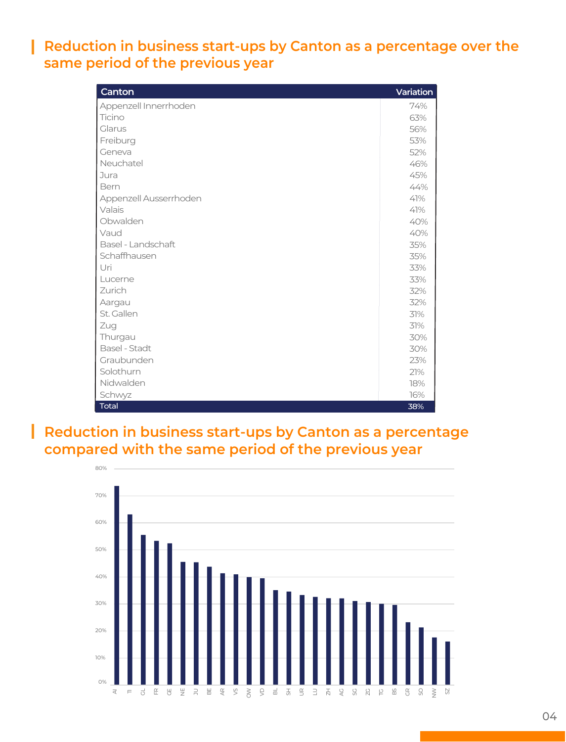## Reduction in business start-ups by Canton as a percentage over the same period of the previous year

| Canton | Variation |
|---|---|
| Appenzell Innerrhoden | 74% |
| Ticino | 63% |
| Glarus | 56% |
| Freiburg | 53% |
| Geneva | 52% |
| Neuchatel | 46% |
| Jura | 45% |
| Bern | 44% |
| Appenzell Ausserrhoden | 41% |
| Valais | 41% |
| Obwalden | 40% |
| Vaud | 40% |
| Basel - Landschaft | 35% |
| Schaffhausen | 35% |
| Uri | 33% |
| Lucerne | 33% |
| Zurich | 32% |
| Aargau | 32% |
| St. Gallen | 31% |
| Zug | 31% |
| Thurgau | 30% |
| Basel - Stadt | 30% |
| Graubunden | 23% |
| Solothurn | 21% |
| Nidwalden | 18% |
| Schwyz | 16% |
| Total | 38% |

## Reduction in business start-ups by Canton as a percentage compared with the same period of the previous year

80%
70%
60%
50%
40%
30%
20%
10%
0%

AI TI GL FR GE NE JU BE AR VS OW VD BL SH UR LU ZH AG SG ZG TG BS GR SO NW SZ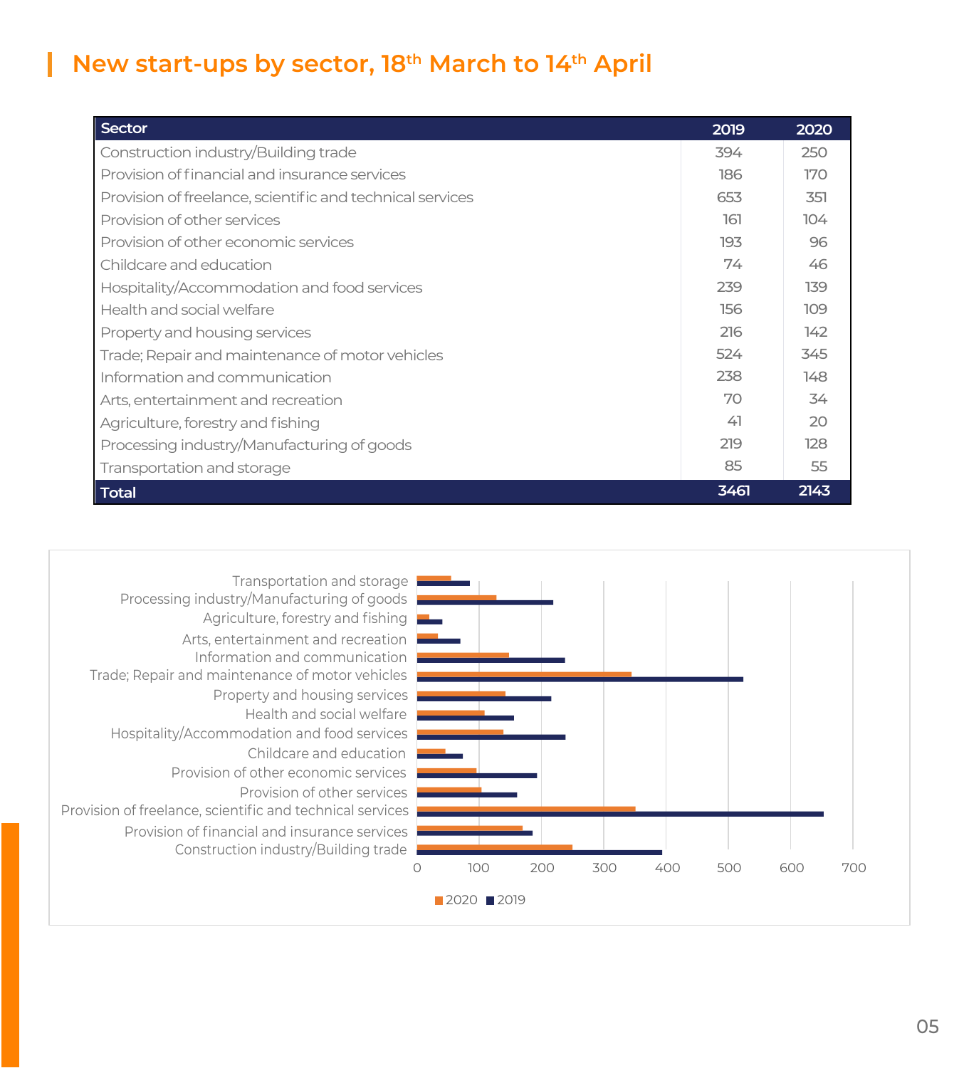## New start-ups by sector, 18th March to 14th April

| Sector | 2019 | 2020 |
|---|---|---|
| Construction industry/Building trade | 394 | 250 |
| Provision of financial and insurance services | 186 | 170 |
| Provision of freelance, scientific and technical services | 653 | 351 |
| Provision of other services | 161 | 104 |
| Provision of other economic services | 193 | 96 |
| Childcare and education | 74 | 46 |
| Hospitality/Accommodation and food services | 239 | 139 |
| Health and social welfare | 156 | 109 |
| Property and housing services | 216 | 142 |
| Trade; Repair and maintenance of motor vehicles | 524 | 345 |
| Information and communication | 238 | 148 |
| Arts, entertainment and recreation | 70 | 34 |
| Agriculture, forestry and fishing | 41 | 20 |
| Processing industry/Manufacturing of goods | 219 | 128 |
| Transportation and storage | 85 | 55 |
| **Total** | **3461** | **2143** |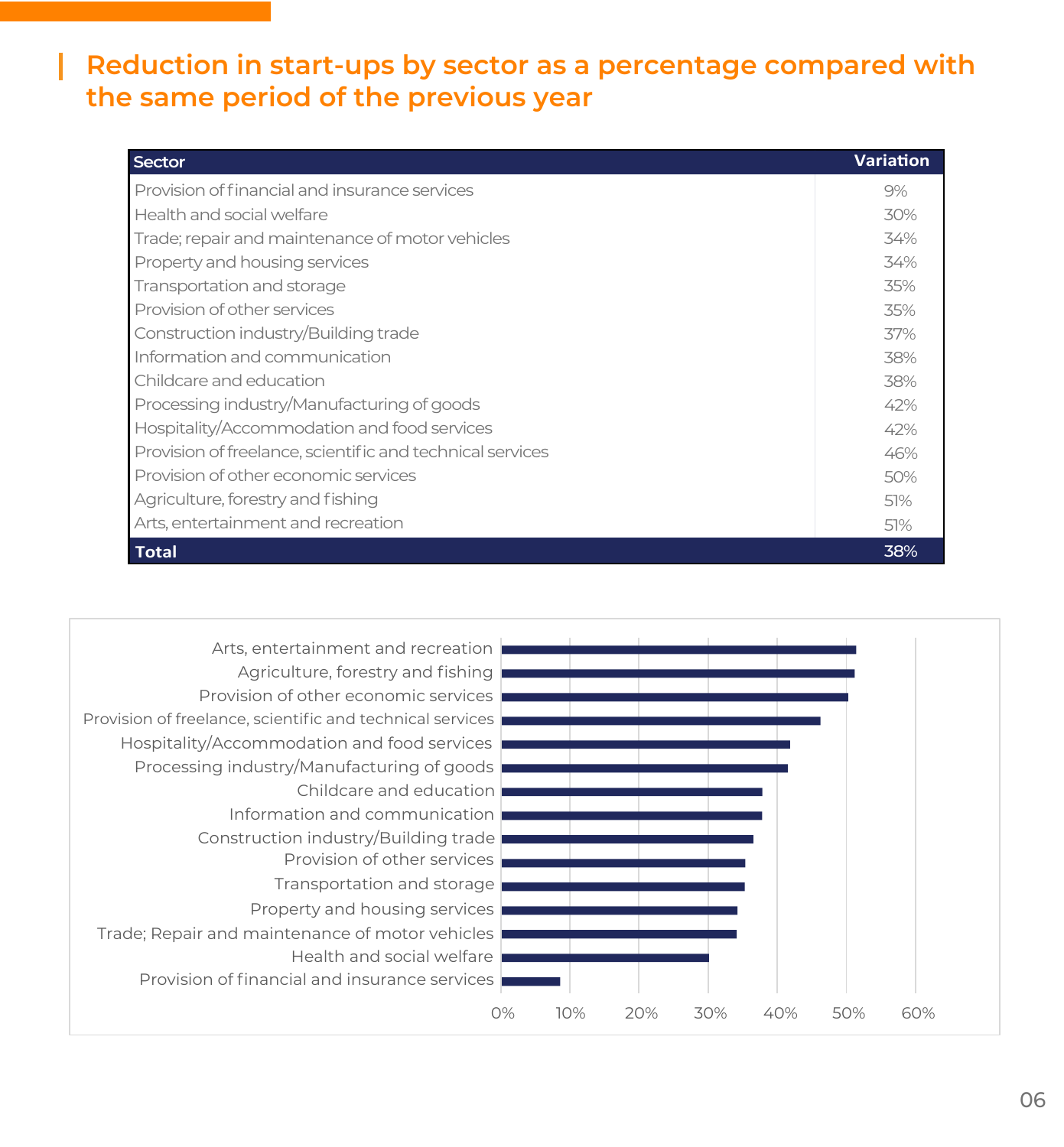## Reduction in start-ups by sector as a percentage compared with the same period of the previous year

| Sector | Variation |
|---|---|
| Provision of financial and insurance services | 9% |
| Health and social welfare | 30% |
| Trade; repair and maintenance of motor vehicles | 34% |
| Property and housing services | 34% |
| Transportation and storage | 35% |
| Provision of other services | 35% |
| Construction industry/Building trade | 37% |
| Information and communication | 38% |
| Childcare and education | 38% |
| Processing industry/Manufacturing of goods | 42% |
| Hospitality/Accommodation and food services | 42% |
| Provision of freelance, scientific and technical services | 46% |
| Provision of other economic services | 50% |
| Agriculture, forestry and fishing | 51% |
| Arts, entertainment and recreation | 51% |
| **Total** | **38%** |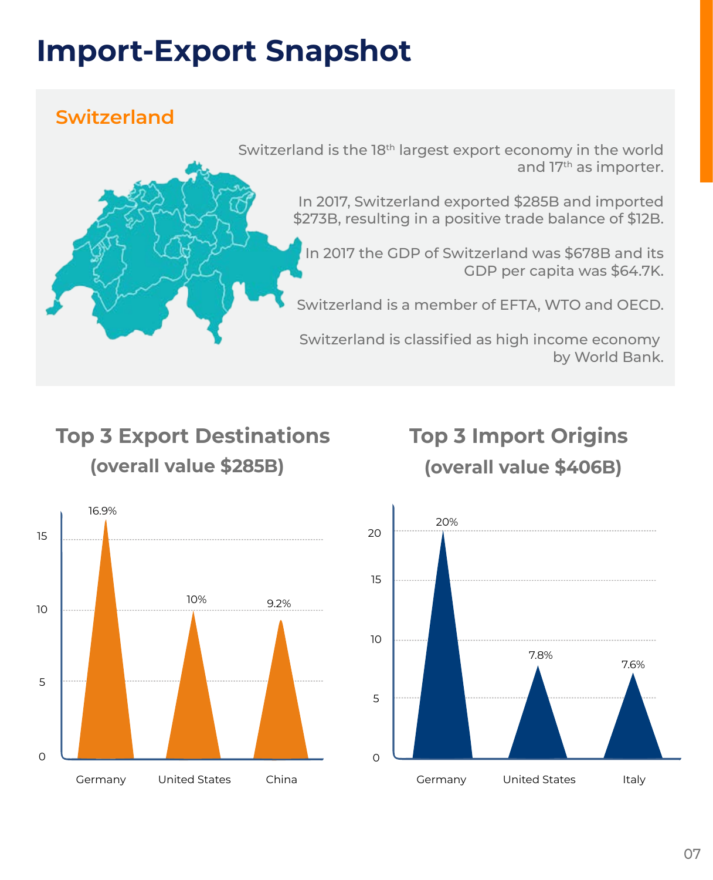# Import-Export Snapshot

## Switzerland

Switzerland is the 18th largest export economy in the world and 17th as importer.

In 2017, Switzerland exported $285B and imported $273B, resulting in a positive trade balance of $12B.

In 2017 the GDP of Switzerland was $678B and its GDP per capita was $64.7K.

Switzerland is a member of EFTA, WTO and OECD.

Switzerland is classified as high income economy by World Bank.

### Top 3 Export Destinations
**(overall value $285B)**

| Country | Share |
|---|---|
| Germany | 16.9% |
| United States | 10% |
| China | 9.2% |

### Top 3 Import Origins
**(overall value $406B)**

| Country | Share |
|---|---|
| Germany | 20% |
| United States | 7.8% |
| Italy | 7.6% |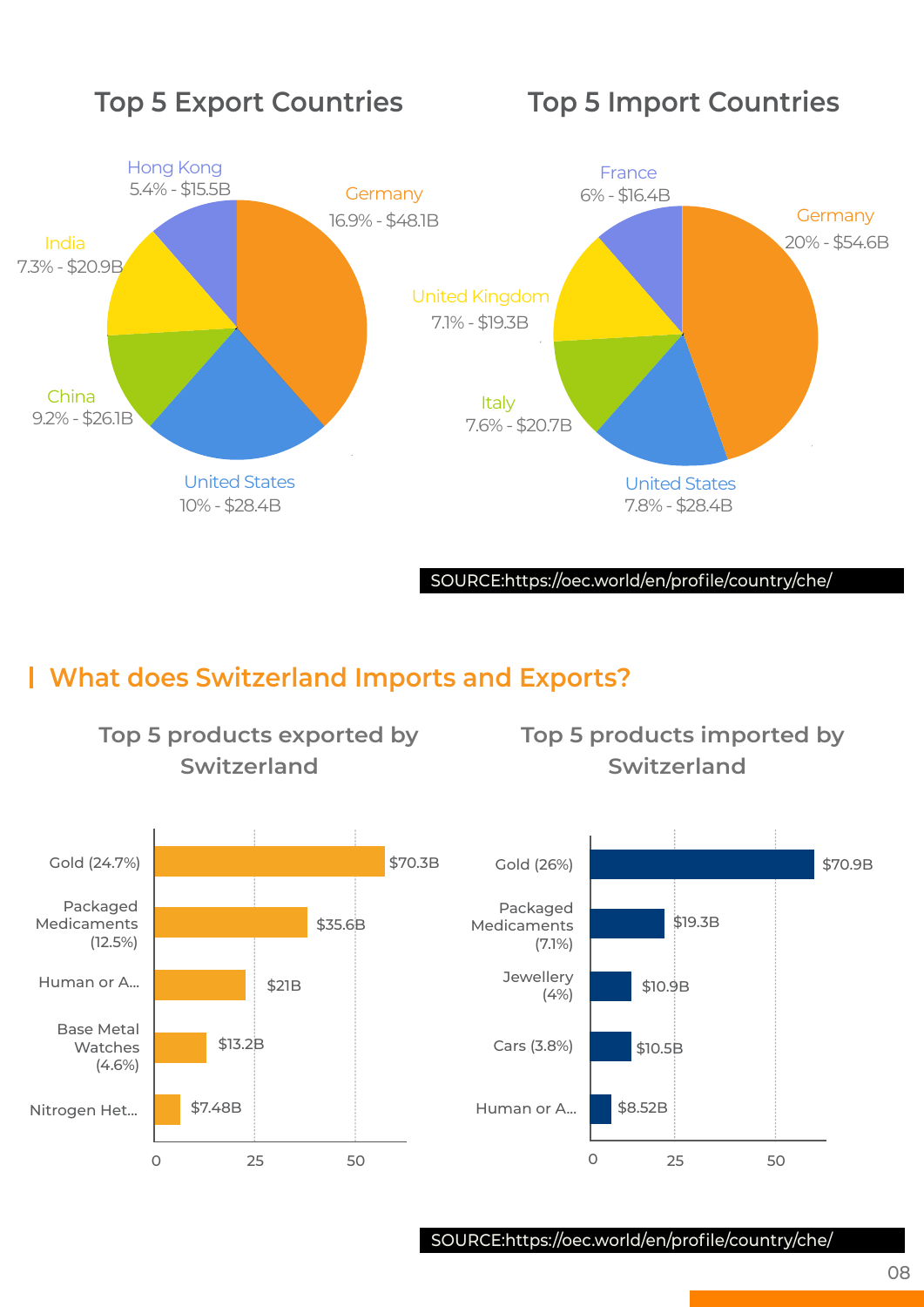## Top 5 Export Countries

| Country | Share - Value |
|---|---|
| Germany | 16.9% - $48.1B |
| United States | 10% - $28.4B |
| China | 9.2% - $26.1B |
| India | 7.3% - $20.9B |
| Hong Kong | 5.4% - $15.5B |

## Top 5 Import Countries

| Country | Share - Value |
|---|---|
| Germany | 20% - $54.6B |
| United States | 7.8% - $28.4B |
| Italy | 7.6% - $20.7B |
| United Kingdom | 7.1% - $19.3B |
| France | 6% - $16.4B |

SOURCE:https://oec.world/en/profile/country/che/

## What does Switzerland Imports and Exports?

### Top 5 products exported by Switzerland

| Product | Value |
|---|---|
| Gold (24.7%) | $70.3B |
| Packaged Medicaments (12.5%) | $35.6B |
| Human or A... | $21B |
| Base Metal Watches (4.6%) | $13.2B |
| Nitrogen Het... | $7.48B |

### Top 5 products imported by Switzerland

| Product | Value |
|---|---|
| Gold (26%) | $70.9B |
| Packaged Medicaments (7.1%) | $19.3B |
| Jewellery (4%) | $10.9B |
| Cars (3.8%) | $10.5B |
| Human or A... | $8.52B |

SOURCE:https://oec.world/en/profile/country/che/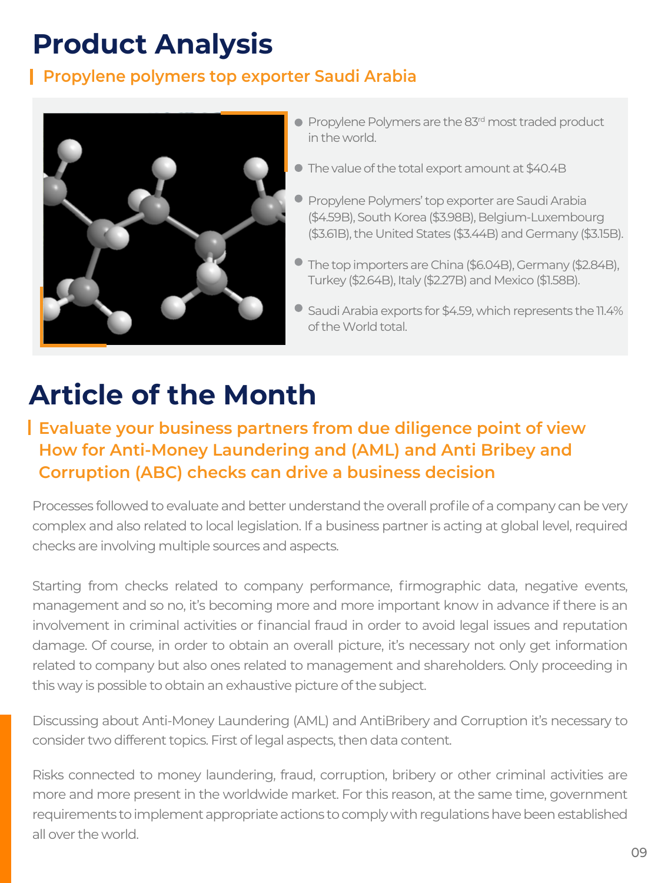# Product Analysis

## Propylene polymers top exporter Saudi Arabia

- Propylene Polymers are the 83rd most traded product in the world.
- The value of the total export amount at $40.4B
- Propylene Polymers' top exporter are Saudi Arabia ($4.59B), South Korea ($3.98B), Belgium-Luxembourg ($3.61B), the United States ($3.44B) and Germany ($3.15B).
- The top importers are China ($6.04B), Germany ($2.84B), Turkey ($2.64B), Italy ($2.27B) and Mexico ($1.58B).
- Saudi Arabia exports for $4.59, which represents the 11.4% of the World total.

# Article of the Month

## Evaluate your business partners from due diligence point of view How for Anti-Money Laundering and (AML) and Anti Bribey and Corruption (ABC) checks can drive a business decision

Processes followed to evaluate and better understand the overall profile of a company can be very complex and also related to local legislation. If a business partner is acting at global level, required checks are involving multiple sources and aspects.

Starting from checks related to company performance, firmographic data, negative events, management and so no, it's becoming more and more important know in advance if there is an involvement in criminal activities or financial fraud in order to avoid legal issues and reputation damage. Of course, in order to obtain an overall picture, it's necessary not only get information related to company but also ones related to management and shareholders. Only proceeding in this way is possible to obtain an exhaustive picture of the subject.

Discussing about Anti-Money Laundering (AML) and AntiBribery and Corruption it's necessary to consider two different topics. First of legal aspects, then data content.

Risks connected to money laundering, fraud, corruption, bribery or other criminal activities are more and more present in the worldwide market. For this reason, at the same time, government requirements to implement appropriate actions to comply with regulations have been established all over the world.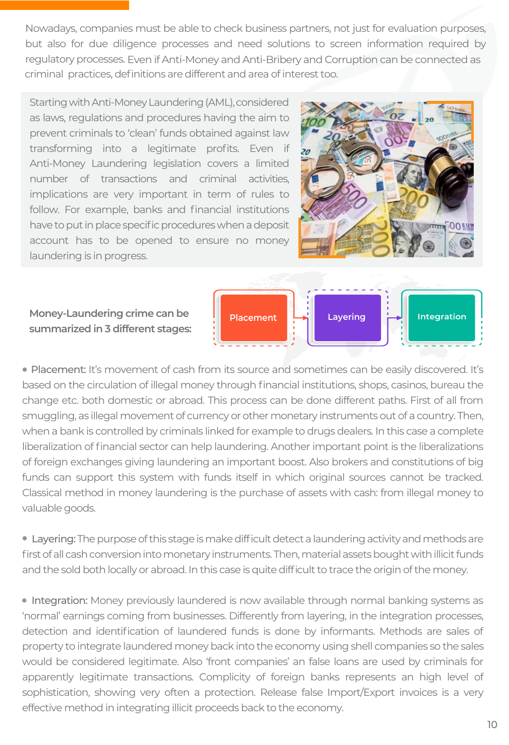Nowadays, companies must be able to check business partners, not just for evaluation purposes, but also for due diligence processes and need solutions to screen information required by regulatory processes. Even if Anti-Money and Anti-Bribery and Corruption can be connected as criminal practices, definitions are different and area of interest too.

Starting with Anti-Money Laundering (AML), considered as laws, regulations and procedures having the aim to prevent criminals to 'clean' funds obtained against law transforming into a legitimate profits. Even if Anti-Money Laundering legislation covers a limited number of transactions and criminal activities, implications are very important in term of rules to follow. For example, banks and financial institutions have to put in place specific procedures when a deposit account has to be opened to ensure no money laundering is in progress.

**Money-Laundering crime can be summarized in 3 different stages:**

Placement → Layering → Integration

- **Placement:** It's movement of cash from its source and sometimes can be easily discovered. It's based on the circulation of illegal money through financial institutions, shops, casinos, bureau the change etc. both domestic or abroad. This process can be done different paths. First of all from smuggling, as illegal movement of currency or other monetary instruments out of a country. Then, when a bank is controlled by criminals linked for example to drugs dealers. In this case a complete liberalization of financial sector can help laundering. Another important point is the liberalizations of foreign exchanges giving laundering an important boost. Also brokers and constitutions of big funds can support this system with funds itself in which original sources cannot be tracked. Classical method in money laundering is the purchase of assets with cash: from illegal money to valuable goods.

- **Layering:** The purpose of this stage is make difficult detect a laundering activity and methods are first of all cash conversion into monetary instruments. Then, material assets bought with illicit funds and the sold both locally or abroad. In this case is quite difficult to trace the origin of the money.

- **Integration:** Money previously laundered is now available through normal banking systems as 'normal' earnings coming from businesses. Differently from layering, in the integration processes, detection and identification of laundered funds is done by informants. Methods are sales of property to integrate laundered money back into the economy using shell companies so the sales would be considered legitimate. Also 'front companies' an false loans are used by criminals for apparently legitimate transactions. Complicity of foreign banks represents an high level of sophistication, showing very often a protection. Release false Import/Export invoices is a very effective method in integrating illicit proceeds back to the economy.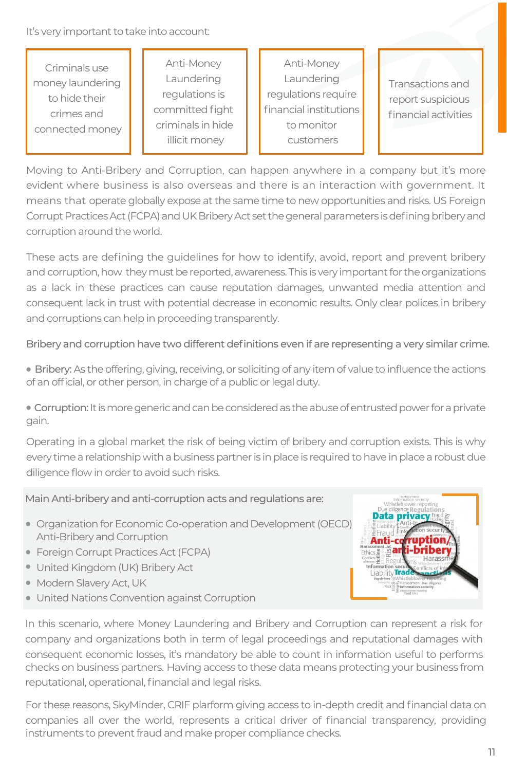It's very important to take into account:

| Criminals use money laundering to hide their crimes and connected money | Anti-Money Laundering regulations is committed fight criminals in hide illicit money | Anti-Money Laundering regulations require financial institutions to monitor customers | Transactions and report suspicious financial activities |
|---|---|---|---|

Moving to Anti-Bribery and Corruption, can happen anywhere in a company but it's more evident where business is also overseas and there is an interaction with government. It means that operate globally expose at the same time to new opportunities and risks. US Foreign Corrupt Practices Act (FCPA) and UK Bribery Act set the general parameters is defining bribery and corruption around the world.

These acts are defining the guidelines for how to identify, avoid, report and prevent bribery and corruption, how they must be reported, awareness. This is very important for the organizations as a lack in these practices can cause reputation damages, unwanted media attention and consequent lack in trust with potential decrease in economic results. Only clear polices in bribery and corruptions can help in proceeding transparently.

Bribery and corruption have two different definitions even if are representing a very similar crime.

- Bribery: As the offering, giving, receiving, or soliciting of any item of value to influence the actions of an official, or other person, in charge of a public or legal duty.

- Corruption: It is more generic and can be considered as the abuse of entrusted power for a private gain.

Operating in a global market the risk of being victim of bribery and corruption exists. This is why every time a relationship with a business partner is in place is required to have in place a robust due diligence flow in order to avoid such risks.

Main Anti-bribery and anti-corruption acts and regulations are:

- Organization for Economic Co-operation and Development (OECD) Anti-Bribery and Corruption
- Foreign Corrupt Practices Act (FCPA)
- United Kingdom (UK) Bribery Act
- Modern Slavery Act, UK
- United Nations Convention against Corruption

In this scenario, where Money Laundering and Bribery and Corruption can represent a risk for company and organizations both in term of legal proceedings and reputational damages with consequent economic losses, it's mandatory be able to count in information useful to performs checks on business partners. Having access to these data means protecting your business from reputational, operational, financial and legal risks.

For these reasons, SkyMinder, CRIF plarform giving access to in-depth credit and financial data on companies all over the world, represents a critical driver of financial transparency, providing instruments to prevent fraud and make proper compliance checks.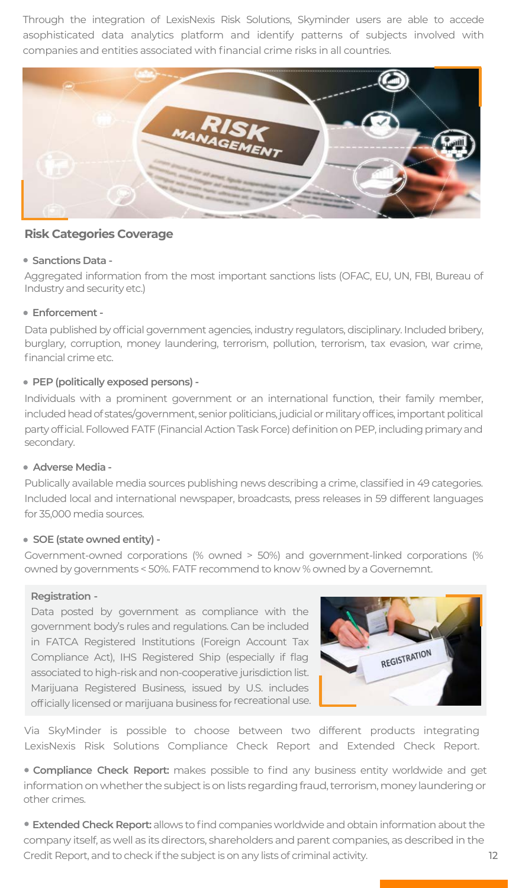Through the integration of LexisNexis Risk Solutions, Skyminder users are able to accede asophisticated data analytics platform and identify patterns of subjects involved with companies and entities associated with financial crime risks in all countries.

## Risk Categories Coverage

- **Sanctions Data -**

Aggregated information from the most important sanctions lists (OFAC, EU, UN, FBI, Bureau of Industry and security etc.)

- **Enforcement -**

Data published by official government agencies, industry regulators, disciplinary. Included bribery, burglary, corruption, money laundering, terrorism, pollution, terrorism, tax evasion, war crime, financial crime etc.

- **PEP (politically exposed persons) -**

Individuals with a prominent government or an international function, their family member, included head of states/government, senior politicians, judicial or military offices, important political party official. Followed FATF (Financial Action Task Force) definition on PEP, including primary and secondary.

- **Adverse Media -**

Publically available media sources publishing news describing a crime, classified in 49 categories. Included local and international newspaper, broadcasts, press releases in 59 different languages for 35,000 media sources.

- **SOE (state owned entity) -**

Government-owned corporations (% owned > 50%) and government-linked corporations (% owned by governments < 50%. FATF recommend to know % owned by a Governemnt.

**Registration -**

Data posted by government as compliance with the government body's rules and regulations. Can be included in FATCA Registered Institutions (Foreign Account Tax Compliance Act), IHS Registered Ship (especially if flag associated to high-risk and non-cooperative jurisdiction list. Marijuana Registered Business, issued by U.S. includes officially licensed or marijuana business for recreational use.

Via SkyMinder is possible to choose between two different products integrating LexisNexis Risk Solutions Compliance Check Report and Extended Check Report.

- **Compliance Check Report:** makes possible to find any business entity worldwide and get information on whether the subject is on lists regarding fraud, terrorism, money laundering or other crimes.

- **Extended Check Report:** allows to find companies worldwide and obtain information about the company itself, as well as its directors, shareholders and parent companies, as described in the Credit Report, and to check if the subject is on any lists of criminal activity.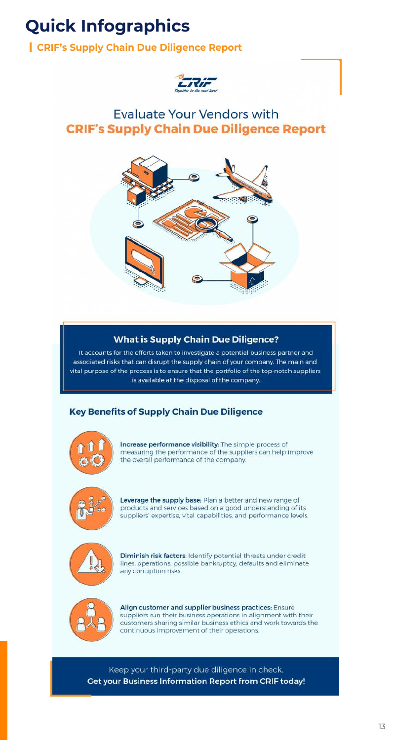# Quick Infographics

## CRIF's Supply Chain Due Diligence Report

CRIF
*Together to the next level*

## Evaluate Your Vendors with **CRIF's Supply Chain Due Diligence Report**

### What is Supply Chain Due Diligence?

It accounts for the efforts taken to investigate a potential business partner and associated risks that can disrupt the supply chain of your company. The main and vital purpose of the process is to ensure that the portfolio of the top-notch suppliers is available at the disposal of the company.

### Key Benefits of Supply Chain Due Diligence

**Increase performance visibility:** The simple process of measuring the performance of the suppliers can help improve the overall performance of the company.

**Leverage the supply base:** Plan a better and new range of products and services based on a good understanding of its suppliers' expertise, vital capabilities, and performance levels.

**Diminish risk factors:** Identify potential threats under credit lines, operations, possible bankruptcy, defaults and eliminate any corruption risks.

**Align customer and supplier business practices:** Ensure suppliers run their business operations in alignment with their customers sharing similar business ethics and work towards the continuous improvement of their operations.

Keep your third-party due diligence in check.
**Get your Business Information Report from CRIF today!**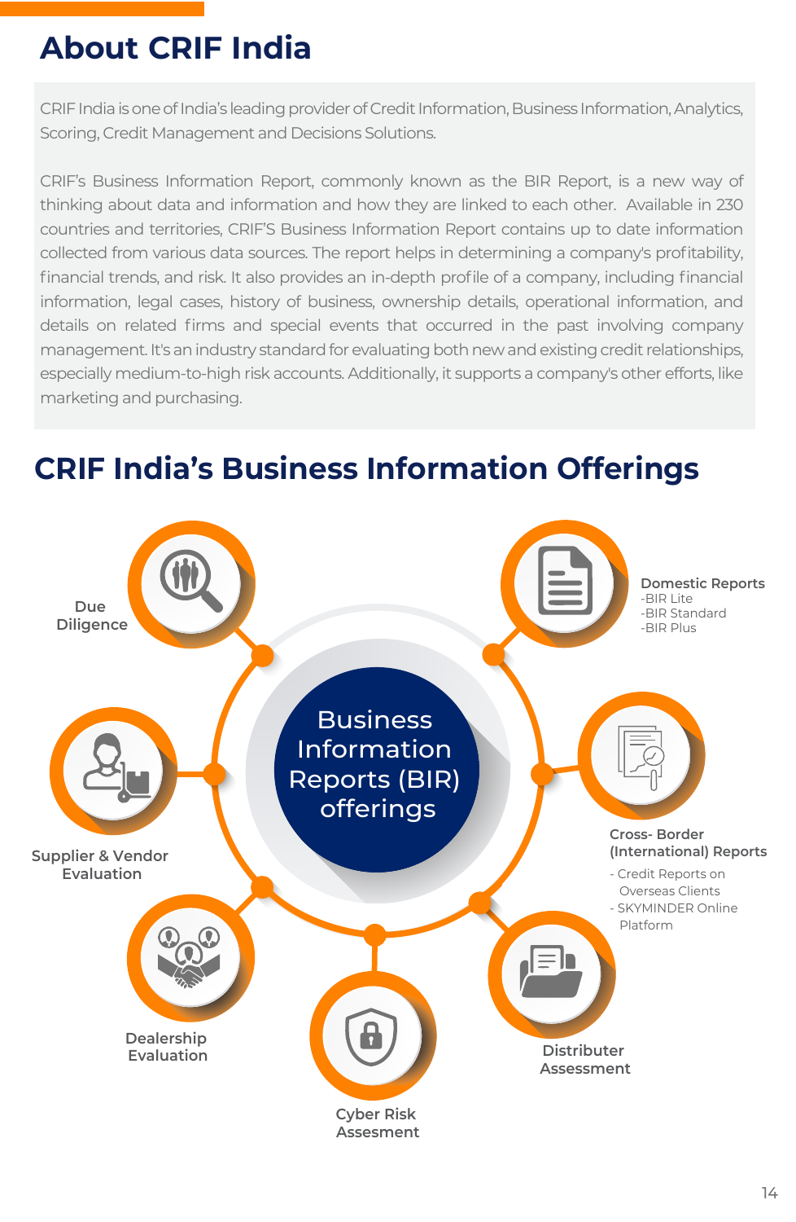# About CRIF India

CRIF India is one of India's leading provider of Credit Information, Business Information, Analytics, Scoring, Credit Management and Decisions Solutions.

CRIF's Business Information Report, commonly known as the BIR Report, is a new way of thinking about data and information and how they are linked to each other. Available in 230 countries and territories, CRIF'S Business Information Report contains up to date information collected from various data sources. The report helps in determining a company's profitability, financial trends, and risk. It also provides an in-depth profile of a company, including financial information, legal cases, history of business, ownership details, operational information, and details on related firms and special events that occurred in the past involving company management. It's an industry standard for evaluating both new and existing credit relationships, especially medium-to-high risk accounts. Additionally, it supports a company's other efforts, like marketing and purchasing.

# CRIF India's Business Information Offerings

Business Information Reports (BIR) offerings

- Due Diligence
- Domestic Reports
  - BIR Lite
  - BIR Standard
  - BIR Plus
- Supplier & Vendor Evaluation
- Cross- Border (International) Reports
  - Credit Reports on Overseas Clients
  - SKYMINDER Online Platform
- Dealership Evaluation
- Cyber Risk Assesment
- Distributer Assessment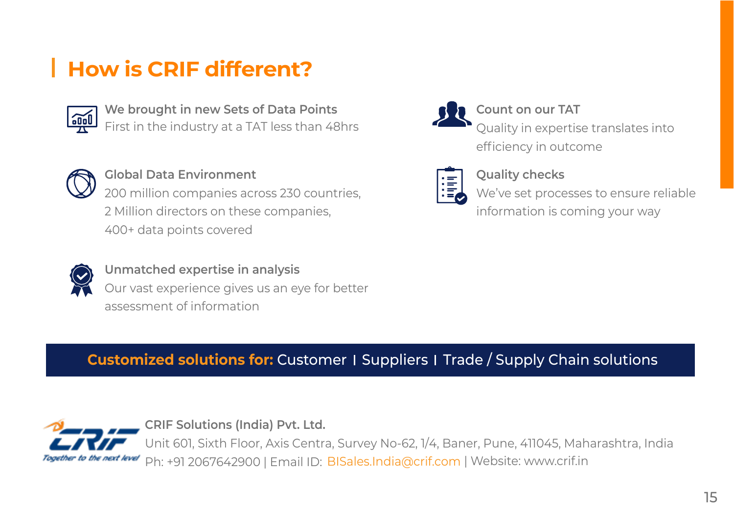## How is CRIF different?

**We brought in new Sets of Data Points**
First in the industry at a TAT less than 48hrs

**Global Data Environment**
200 million companies across 230 countries,
2 Million directors on these companies,
400+ data points covered

**Unmatched expertise in analysis**
Our vast experience gives us an eye for better assessment of information

**Count on our TAT**
Quality in expertise translates into efficiency in outcome

**Quality checks**
We've set processes to ensure reliable information is coming your way

**Customized solutions for:** Customer | Suppliers | Trade / Supply Chain solutions

CRIF – Together to the next level

**CRIF Solutions (India) Pvt. Ltd.**
Unit 601, Sixth Floor, Axis Centra, Survey No-62, 1/4, Baner, Pune, 411045, Maharashtra, India
Ph: +91 2067642900 | Email ID: BISales.India@crif.com | Website: www.crif.in